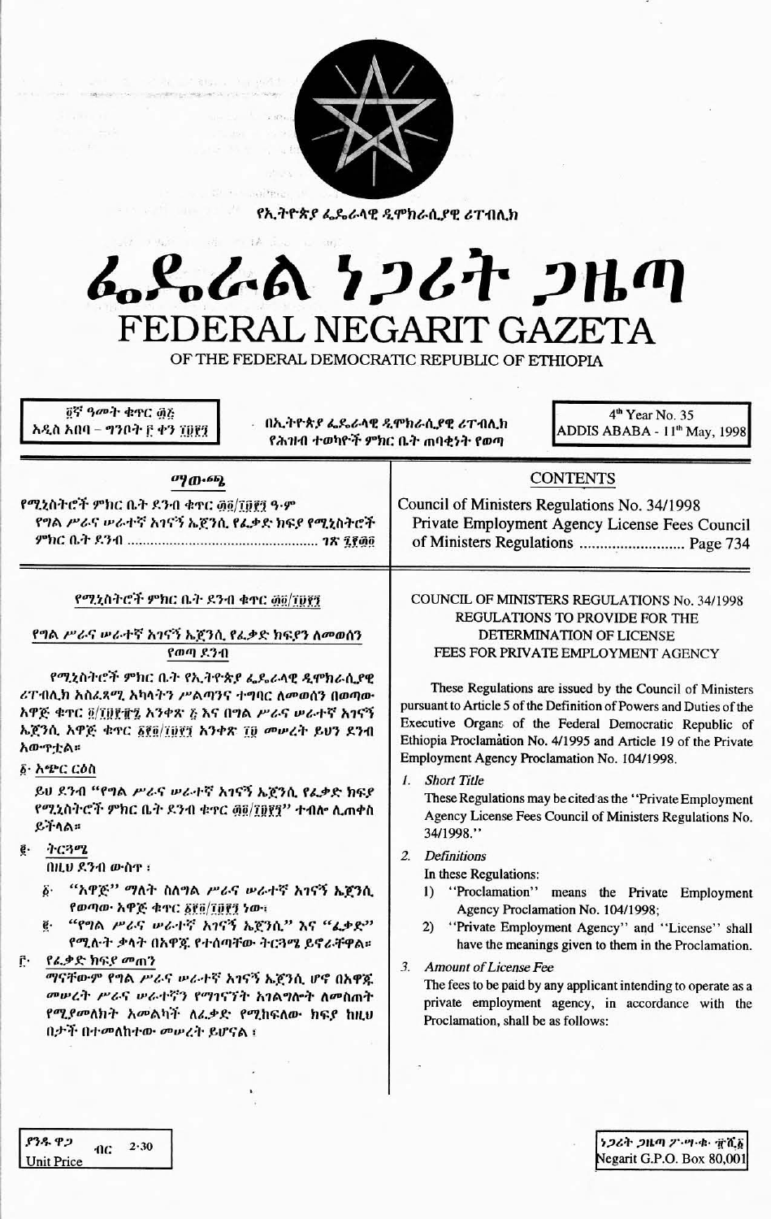የኢትዮጵያ ፌዴራላዊ ዲሞክራሲያዊ ሪፐብሊክ

# ፌዴራል ነጋሪት ጋዜጣ
# FEDERAL NEGARIT GAZETA
## OF THE FEDERAL DEMOCRATIC REPUBLIC OF ETHIOPIA

፬ኛ ዓመት ቁጥር ፴፭
አዲስ አበባ - ግንቦት ፫ ቀን ፲፱፻፺

በኢትዮጵያ ፌዴራላዊ ዲሞክራሲያዊ ሪፐብሊክ የሕዝብ ተወካዮች ምክር ቤት ጠባቂነት የወጣ

4th Year No. 35
ADDIS ABABA - 11th May, 1998

**ማውጫ**

የሚኒስትሮች ምክር ቤት ደንብ ቁጥር ፴፬/፲፱፻፺ ዓ.ም
የግል ሥራና ሠራተኛ አገናኝ ኤጀንሲ የፈቃድ ክፍያ የሚኒስትሮች ምክር ቤት ደንብ ..................................... ገጽ ፯፻፴፬

**CONTENTS**

Council of Ministers Regulations No. 34/1998
Private Employment Agency License Fees Council of Ministers Regulations ..................................... Page 734

### የሚኒስትሮች ምክር ቤት ደንብ ቁጥር ፴፬/፲፱፻፺

### የግል ሥራና ሠራተኛ አገናኝ ኤጀንሲ የፈቃድ ክፍያን ለመወሰን የወጣ ደንብ

የሚኒስትሮች ምክር ቤት የኢትዮጵያ ፌዴራላዊ ዲሞክራሲያዊ ሪፐብሊክ አስፈጻሚ አካላትን ሥልጣንና ተግባር ለመወሰን በወጣው አዋጅ ቁጥር ፬/፲፱፻፹፯ አንቀጽ ፭ እና በግል ሥራና ሠራተኛ አገናኝ ኤጀንሲ አዋጅ ቁጥር ፩፻፬/፲፱፻፺ አንቀጽ ፲፱ መሠረት ይህን ደንብ አውጥቷል።

፩· አጭር ርዕስ

ይህ ደንብ "የግል ሥራና ሠራተኛ አገናኝ ኤጀንሲ የፈቃድ ክፍያ የሚኒስትሮች ምክር ቤት ደንብ ቁጥር ፴፬/፲፱፻፺" ተብሎ ሊጠቀስ ይችላል።

፪· ትርጓሜ

በዚህ ደንብ ውስጥ ፤

፩· "አዋጅ" ማለት ስለግል ሥራና ሠራተኛ አገናኝ ኤጀንሲ የወጣው አዋጅ ቁጥር ፩፻፬/፲፱፻፺ ነው፤

፪· "የግል ሥራና ሠራተኛ አገናኝ ኤጀንሲ" እና "ፈቃድ" የሚሉት ቃላት በአዋጁ የተሰጣቸው ትርጓሜ ይኖራቸዋል።

፫· የፈቃድ ክፍያ መጠን

ማናቸውም የግል ሥራና ሠራተኛ አገናኝ ኤጀንሲ ሆኖ በአዋጁ መሠረት ሥራና ሠራተኛን የማገናኘት አገልግሎት ለመስጠት የሚያመለክት አመልካች ለፈቃድ የሚከፍለው ክፍያ ከዚህ በታች በተመለከተው መሠረት ይሆናል ፤

### COUNCIL OF MINISTERS REGULATIONS No. 34/1998
### REGULATIONS TO PROVIDE FOR THE DETERMINATION OF LICENSE FEES FOR PRIVATE EMPLOYMENT AGENCY

These Regulations are issued by the Council of Ministers pursuant to Article 5 of the Definition of Powers and Duties of the Executive Organs of the Federal Democratic Republic of Ethiopia Proclamation No. 4/1995 and Article 19 of the Private Employment Agency Proclamation No. 104/1998.

1. *Short Title*

These Regulations may be cited as the "Private Employment Agency License Fees Council of Ministers Regulations No. 34/1998."

2. *Definitions*

In these Regulations:

1) "Proclamation" means the Private Employment Agency Proclamation No. 104/1998;
2) "Private Employment Agency" and "License" shall have the meanings given to them in the Proclamation.

3. *Amount of License Fee*

The fees to be paid by any applicant intending to operate as a private employment agency, in accordance with the Proclamation, shall be as follows:

ያንዱ ዋጋ ብር 2·30
Unit Price

ነጋሪት ጋዜጣ ፖ·ሣ·ቁ· ፹ሺ፩
Negarit G.P.O. Box 80,001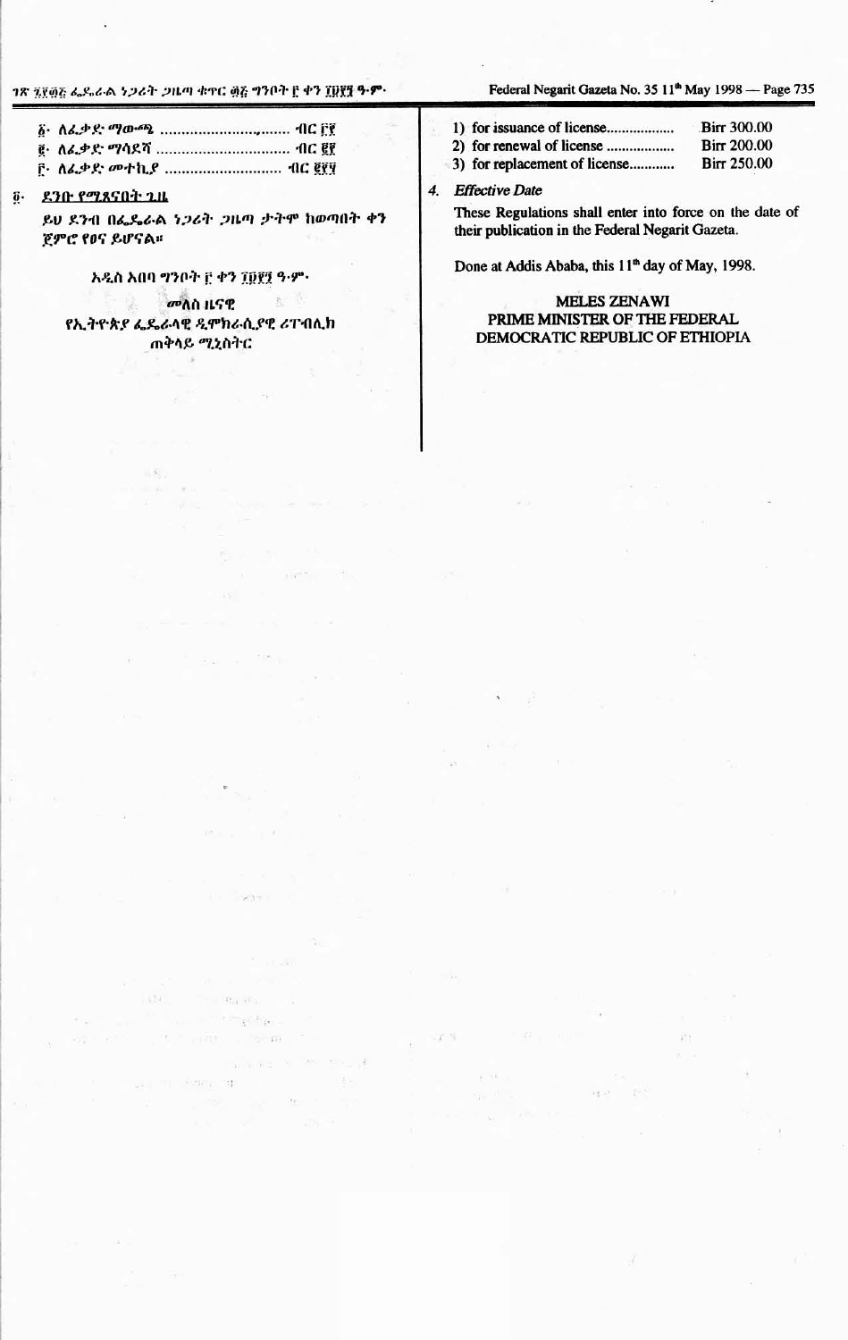፩· ለፈቃድ ማውጫ ........................... ብር ፫፻
፪· ለፈቃድ ማሳደሻ ........................... ብር ፪፻
፫· ለፈቃድ መተኪያ ........................... ብር ፪፻፶

፬· ደንቡ የሚጸናበት ጊዜ

ይህ ደንብ በፌዴራል ነጋሪት ጋዜጣ ታትሞ ከወጣበት ቀን ጀምሮ የፀና ይሆናል።

አዲስ አበባ ግንቦት ፫ ቀን ፲፱፻፺ ዓ·ም·

መለስ ዜናዊ
የኢትዮጵያ ፌዴራላዊ ዲሞክራሲያዊ ሪፐብሊክ
ጠቅላይ ሚኒስትር

1) for issuance of license.................. Birr 300.00
2) for renewal of license .................. Birr 200.00
3) for replacement of license............ Birr 250.00

4. *Effective Date*

These Regulations shall enter into force on the date of their publication in the Federal Negarit Gazeta.

Done at Addis Ababa, this 11th day of May, 1998.

MELES ZENAWI
PRIME MINISTER OF THE FEDERAL DEMOCRATIC REPUBLIC OF ETHIOPIA